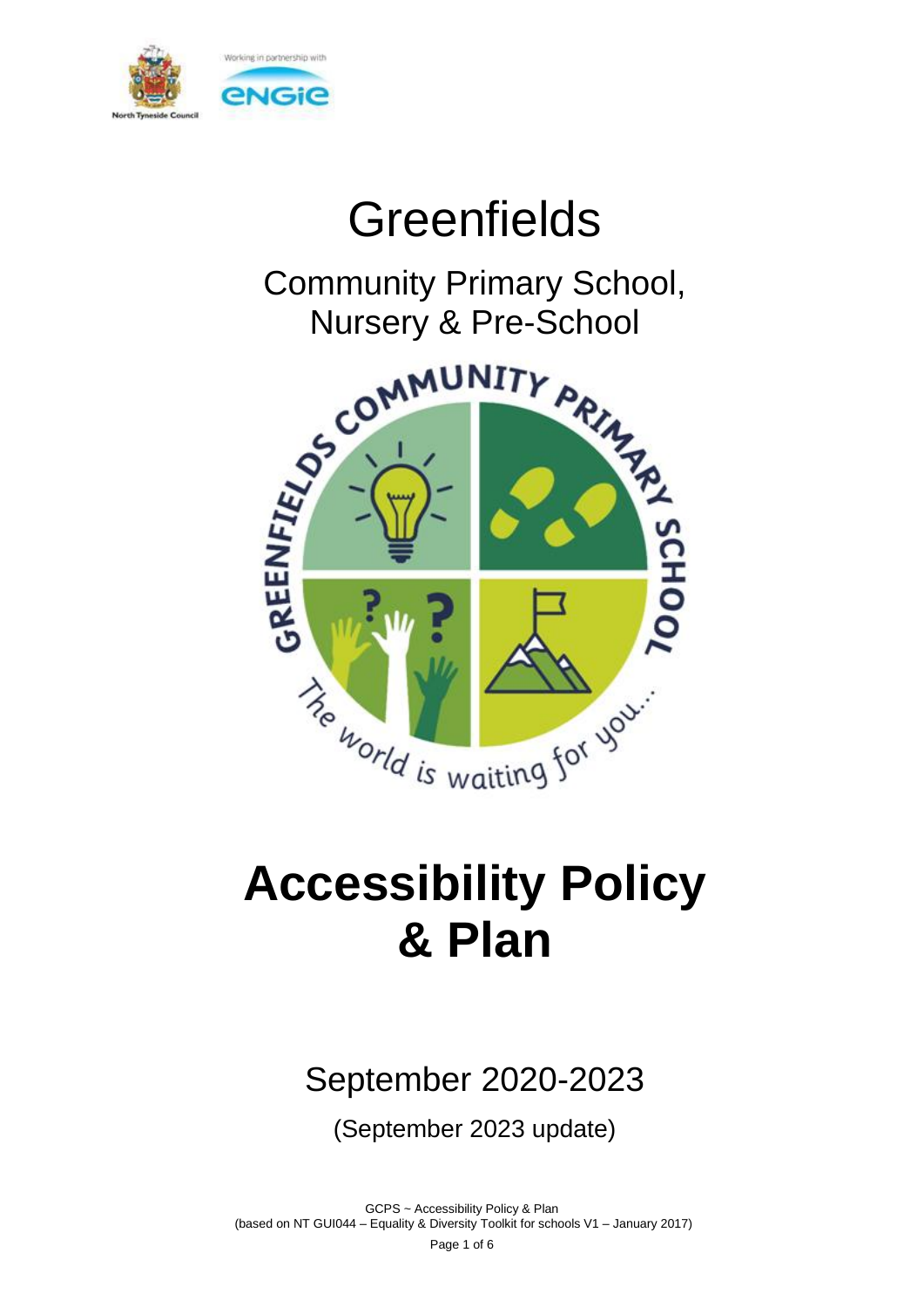# Greenfields

## Community Primary School, Nursery & Pre-School

# Accessibility Policy & Plan

## September 2020-2023

(September 2023 update)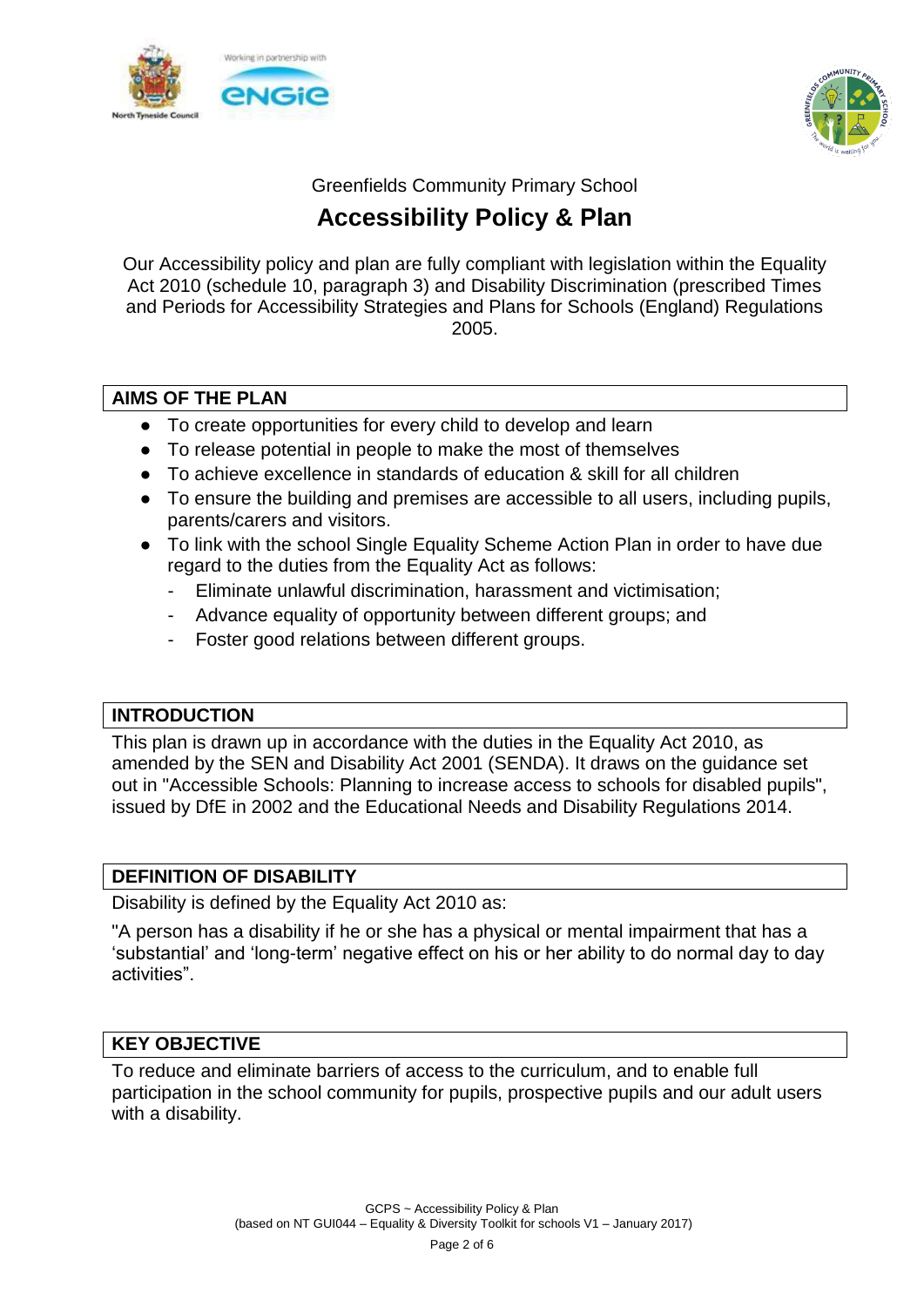Greenfields Community Primary School

# Accessibility Policy & Plan

Our Accessibility policy and plan are fully compliant with legislation within the Equality Act 2010 (schedule 10, paragraph 3) and Disability Discrimination (prescribed Times and Periods for Accessibility Strategies and Plans for Schools (England) Regulations 2005.

## AIMS OF THE PLAN

- To create opportunities for every child to develop and learn
- To release potential in people to make the most of themselves
- To achieve excellence in standards of education & skill for all children
- To ensure the building and premises are accessible to all users, including pupils, parents/carers and visitors.
- To link with the school Single Equality Scheme Action Plan in order to have due regard to the duties from the Equality Act as follows:
  - Eliminate unlawful discrimination, harassment and victimisation;
  - Advance equality of opportunity between different groups; and
  - Foster good relations between different groups.

## INTRODUCTION

This plan is drawn up in accordance with the duties in the Equality Act 2010, as amended by the SEN and Disability Act 2001 (SENDA). It draws on the guidance set out in "Accessible Schools: Planning to increase access to schools for disabled pupils", issued by DfE in 2002 and the Educational Needs and Disability Regulations 2014.

## DEFINITION OF DISABILITY

Disability is defined by the Equality Act 2010 as:

"A person has a disability if he or she has a physical or mental impairment that has a 'substantial' and 'long-term' negative effect on his or her ability to do normal day to day activities".

## KEY OBJECTIVE

To reduce and eliminate barriers of access to the curriculum, and to enable full participation in the school community for pupils, prospective pupils and our adult users with a disability.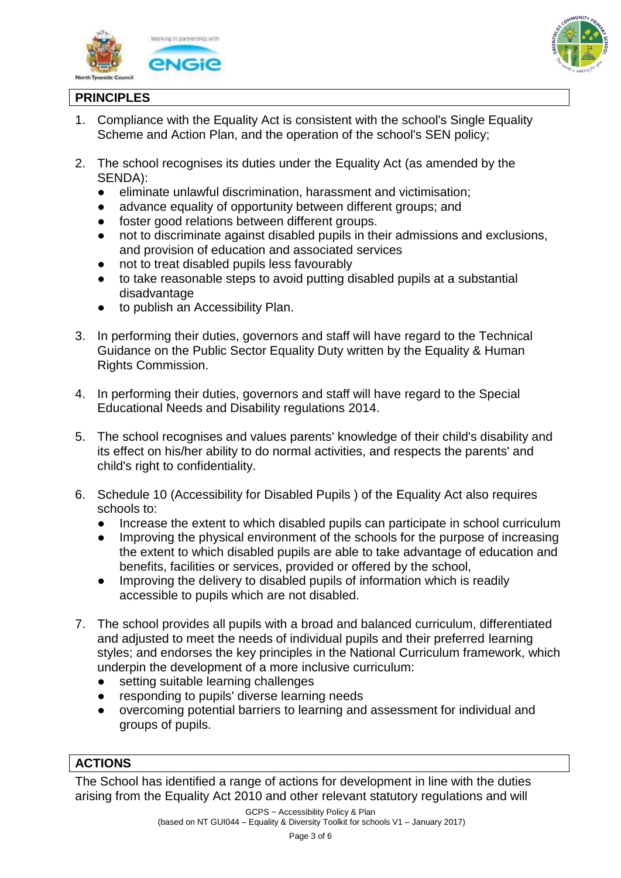## PRINCIPLES

1. Compliance with the Equality Act is consistent with the school's Single Equality Scheme and Action Plan, and the operation of the school's SEN policy;

2. The school recognises its duties under the Equality Act (as amended by the SENDA):
   - eliminate unlawful discrimination, harassment and victimisation;
   - advance equality of opportunity between different groups; and
   - foster good relations between different groups.
   - not to discriminate against disabled pupils in their admissions and exclusions, and provision of education and associated services
   - not to treat disabled pupils less favourably
   - to take reasonable steps to avoid putting disabled pupils at a substantial disadvantage
   - to publish an Accessibility Plan.

3. In performing their duties, governors and staff will have regard to the Technical Guidance on the Public Sector Equality Duty written by the Equality & Human Rights Commission.

4. In performing their duties, governors and staff will have regard to the Special Educational Needs and Disability regulations 2014.

5. The school recognises and values parents' knowledge of their child's disability and its effect on his/her ability to do normal activities, and respects the parents' and child's right to confidentiality.

6. Schedule 10 (Accessibility for Disabled Pupils ) of the Equality Act also requires schools to:
   - Increase the extent to which disabled pupils can participate in school curriculum
   - Improving the physical environment of the schools for the purpose of increasing the extent to which disabled pupils are able to take advantage of education and benefits, facilities or services, provided or offered by the school,
   - Improving the delivery to disabled pupils of information which is readily accessible to pupils which are not disabled.

7. The school provides all pupils with a broad and balanced curriculum, differentiated and adjusted to meet the needs of individual pupils and their preferred learning styles; and endorses the key principles in the National Curriculum framework, which underpin the development of a more inclusive curriculum:
   - setting suitable learning challenges
   - responding to pupils' diverse learning needs
   - overcoming potential barriers to learning and assessment for individual and groups of pupils.

## ACTIONS

The School has identified a range of actions for development in line with the duties arising from the Equality Act 2010 and other relevant statutory regulations and will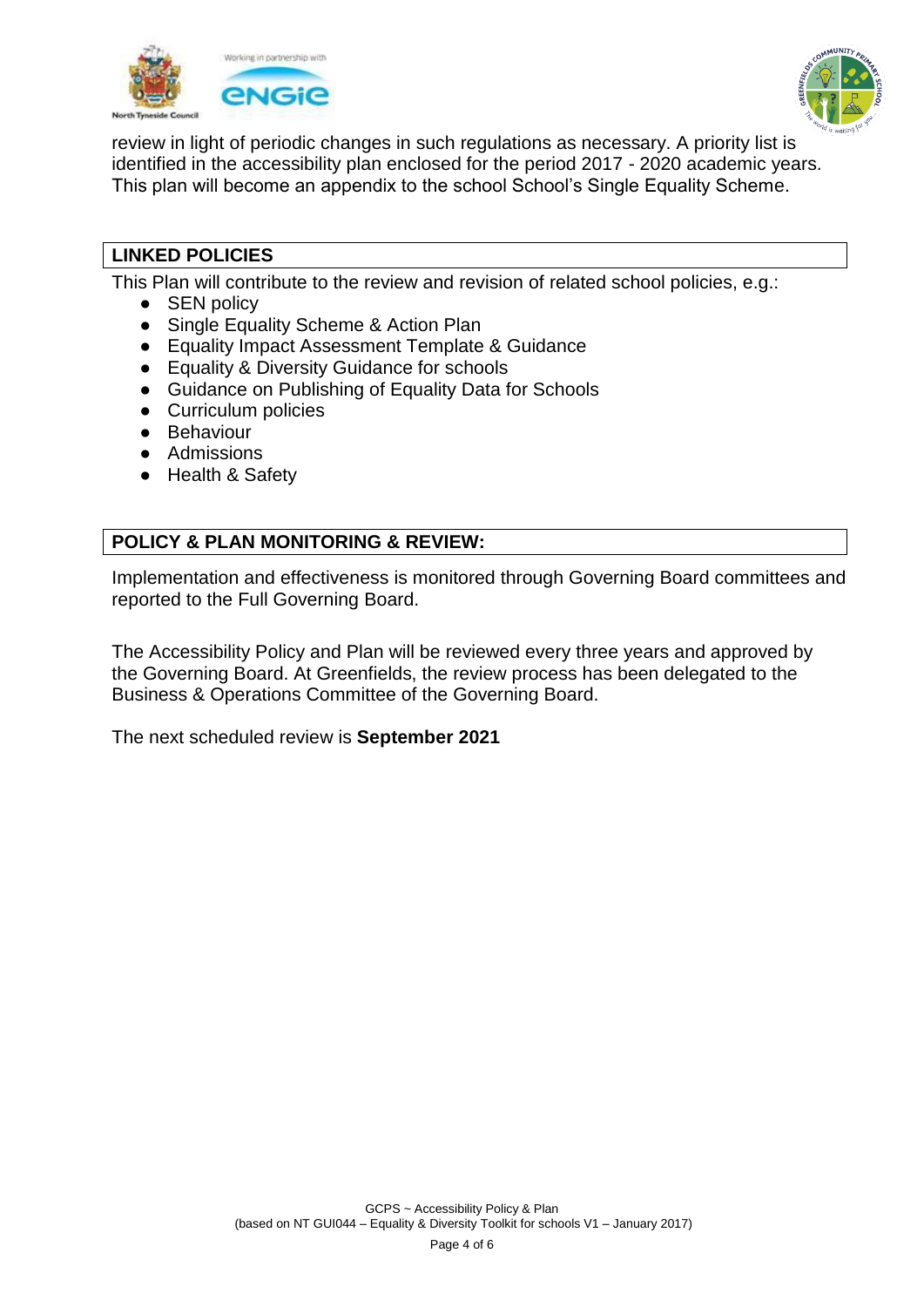review in light of periodic changes in such regulations as necessary. A priority list is identified in the accessibility plan enclosed for the period 2017 - 2020 academic years. This plan will become an appendix to the school School's Single Equality Scheme.

## LINKED POLICIES

This Plan will contribute to the review and revision of related school policies, e.g.:

- SEN policy
- Single Equality Scheme & Action Plan
- Equality Impact Assessment Template & Guidance
- Equality & Diversity Guidance for schools
- Guidance on Publishing of Equality Data for Schools
- Curriculum policies
- Behaviour
- Admissions
- Health & Safety

## POLICY & PLAN MONITORING & REVIEW:

Implementation and effectiveness is monitored through Governing Board committees and reported to the Full Governing Board.

The Accessibility Policy and Plan will be reviewed every three years and approved by the Governing Board. At Greenfields, the review process has been delegated to the Business & Operations Committee of the Governing Board.

The next scheduled review is **September 2021**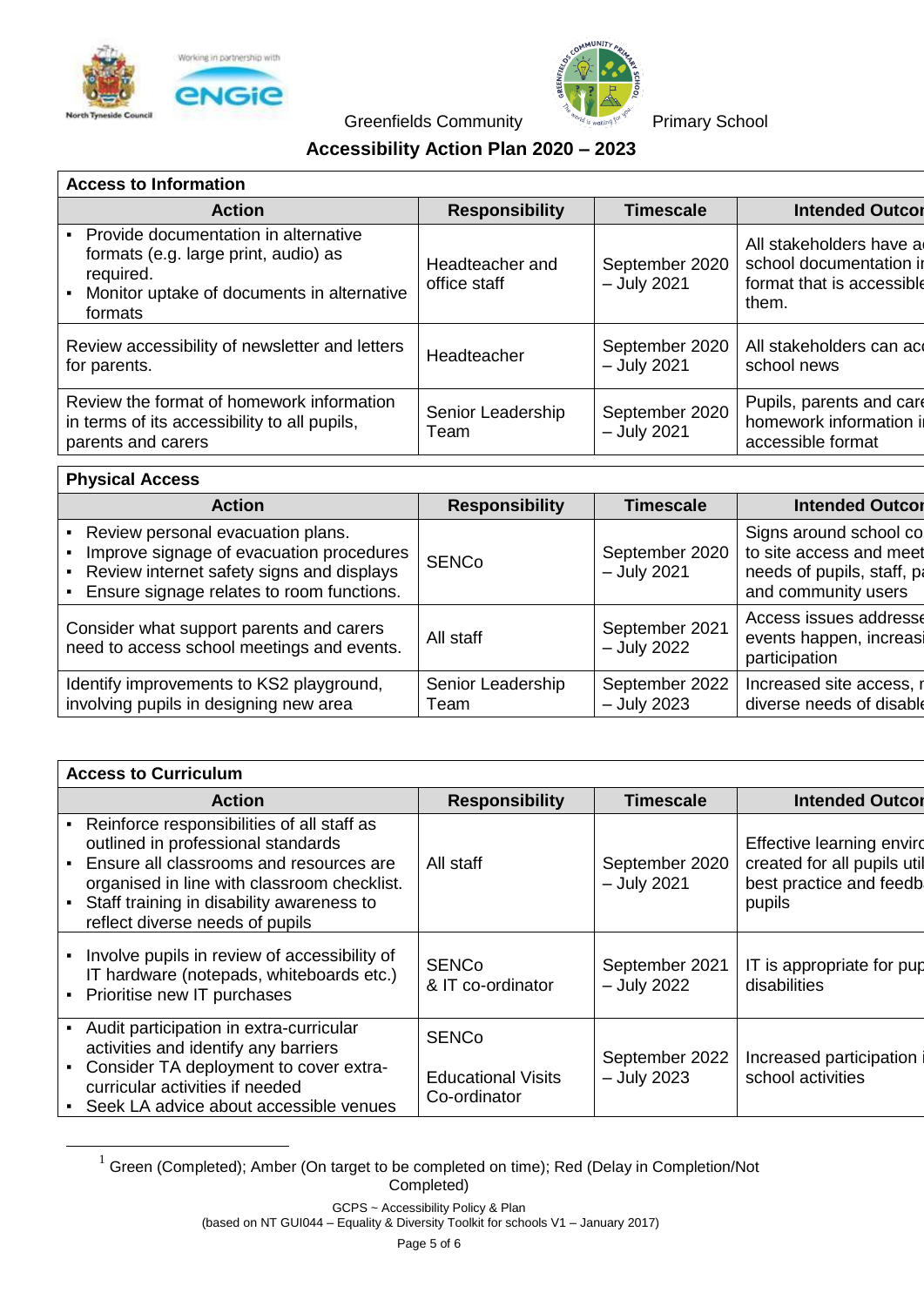Greenfields Community Primary School

# Accessibility Action Plan 2020 – 2023

| Access to Information | | | |
|---|---|---|---|
| **Action** | **Responsibility** | **Timescale** | **Intended Outcor** |
| ▪ Provide documentation in alternative formats (e.g. large print, audio) as required.<br>▪ Monitor uptake of documents in alternative formats | Headteacher and office staff | September 2020 – July 2021 | All stakeholders have a school documentation in format that is accessible them. |
| Review accessibility of newsletter and letters for parents. | Headteacher | September 2020 – July 2021 | All stakeholders can ac school news |
| Review the format of homework information in terms of its accessibility to all pupils, parents and carers | Senior Leadership Team | September 2020 – July 2021 | Pupils, parents and care homework information i accessible format |

| Physical Access | | | |
|---|---|---|---|
| **Action** | **Responsibility** | **Timescale** | **Intended Outcor** |
| ▪ Review personal evacuation plans.<br>▪ Improve signage of evacuation procedures<br>▪ Review internet safety signs and displays<br>▪ Ensure signage relates to room functions. | SENCo | September 2020 – July 2021 | Signs around school co to site access and meet needs of pupils, staff, p and community users |
| Consider what support parents and carers need to access school meetings and events. | All staff | September 2021 – July 2022 | Access issues addresse events happen, increasi participation |
| Identify improvements to KS2 playground, involving pupils in designing new area | Senior Leadership Team | September 2022 – July 2023 | Increased site access, r diverse needs of disable |

| Access to Curriculum | | | |
|---|---|---|---|
| **Action** | **Responsibility** | **Timescale** | **Intended Outcor** |
| ▪ Reinforce responsibilities of all staff as outlined in professional standards<br>▪ Ensure all classrooms and resources are organised in line with classroom checklist.<br>▪ Staff training in disability awareness to reflect diverse needs of pupils | All staff | September 2020 – July 2021 | Effective learning enviro created for all pupils util best practice and feedb pupils |
| ▪ Involve pupils in review of accessibility of IT hardware (notepads, whiteboards etc.)<br>▪ Prioritise new IT purchases | SENCo & IT co-ordinator | September 2021 – July 2022 | IT is appropriate for pup disabilities |
| ▪ Audit participation in extra-curricular activities and identify any barriers<br>▪ Consider TA deployment to cover extra-curricular activities if needed<br>▪ Seek LA advice about accessible venues | SENCo<br><br>Educational Visits Co-ordinator | September 2022 – July 2023 | Increased participation i school activities |

[1] Green (Completed); Amber (On target to be completed on time); Red (Delay in Completion/Not Completed)

GCPS ~ Accessibility Policy & Plan
(based on NT GUI044 – Equality & Diversity Toolkit for schools V1 – January 2017)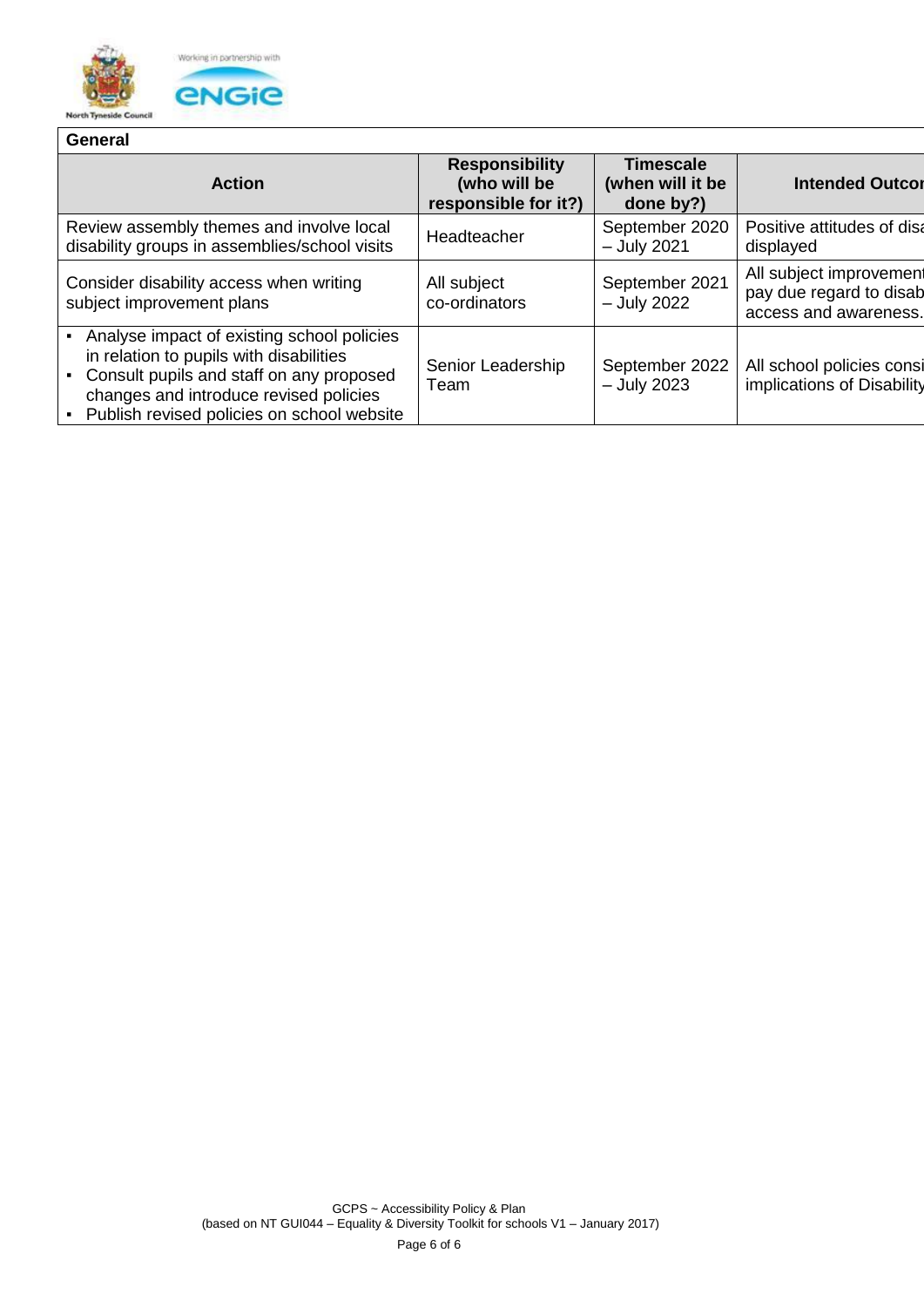## General

| Action | Responsibility (who will be responsible for it?) | Timescale (when will it be done by?) | Intended Outcor |
|---|---|---|---|
| Review assembly themes and involve local disability groups in assemblies/school visits | Headteacher | September 2020 – July 2021 | Positive attitudes of disa displayed |
| Consider disability access when writing subject improvement plans | All subject co-ordinators | September 2021 – July 2022 | All subject improvement pay due regard to disab access and awareness. |
| ▪ Analyse impact of existing school policies in relation to pupils with disabilities<br>▪ Consult pupils and staff on any proposed changes and introduce revised policies<br>▪ Publish revised policies on school website | Senior Leadership Team | September 2022 – July 2023 | All school policies consi implications of Disability |

GCPS ~ Accessibility Policy & Plan
(based on NT GUI044 – Equality & Diversity Toolkit for schools V1 – January 2017)